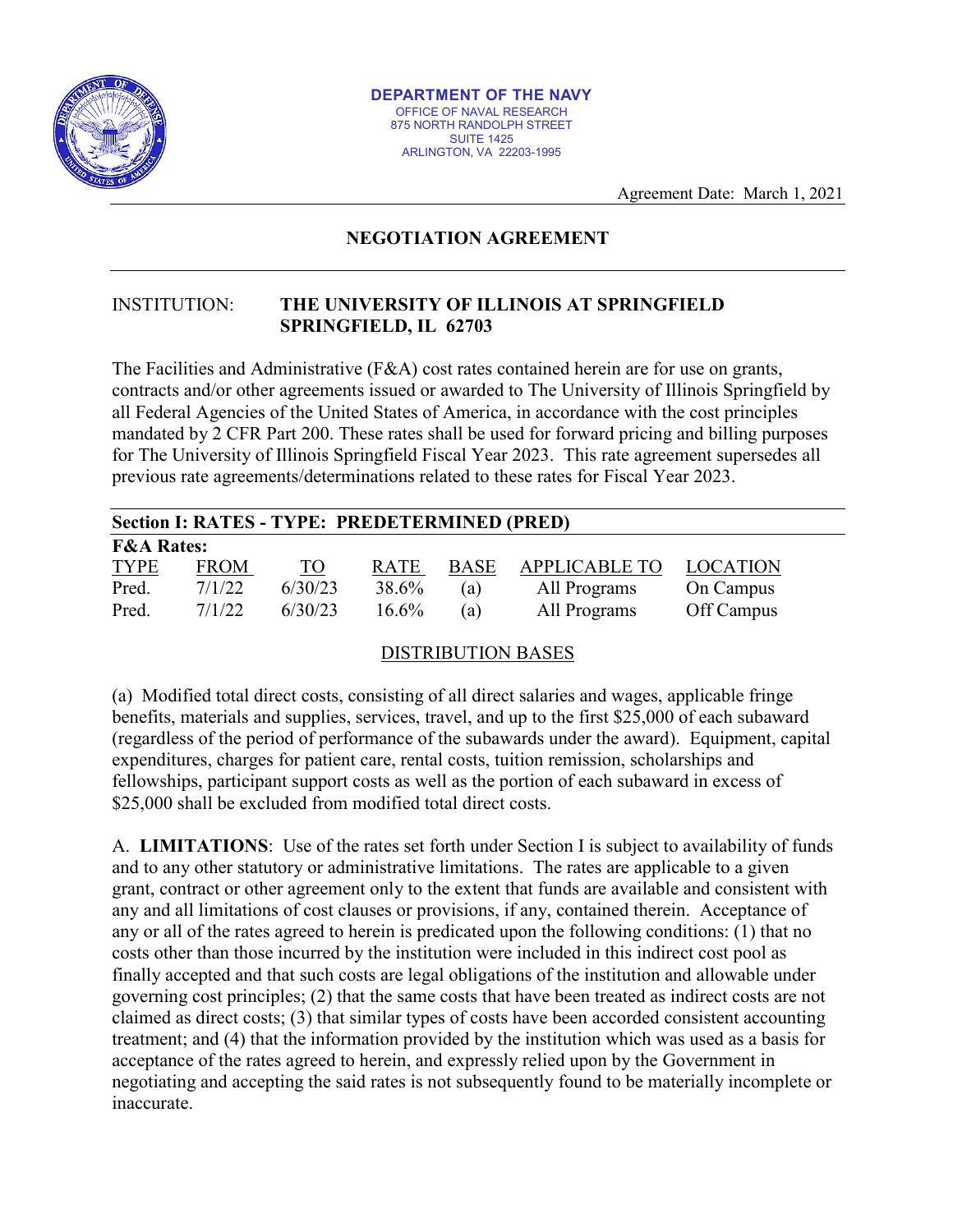**DEPARTMENT OF THE NAVY**
OFFICE OF NAVAL RESEARCH
875 NORTH RANDOLPH STREET
SUITE 1425
ARLINGTON, VA 22203-1995

Agreement Date: March 1, 2021

## NEGOTIATION AGREEMENT

INSTITUTION: **THE UNIVERSITY OF ILLINOIS AT SPRINGFIELD**
**SPRINGFIELD, IL 62703**

The Facilities and Administrative (F&A) cost rates contained herein are for use on grants, contracts and/or other agreements issued or awarded to The University of Illinois Springfield by all Federal Agencies of the United States of America, in accordance with the cost principles mandated by 2 CFR Part 200. These rates shall be used for forward pricing and billing purposes for The University of Illinois Springfield Fiscal Year 2023. This rate agreement supersedes all previous rate agreements/determinations related to these rates for Fiscal Year 2023.

### Section I: RATES - TYPE: PREDETERMINED (PRED)

**F&A Rates:**

| TYPE | FROM | TO | RATE | BASE | APPLICABLE TO | LOCATION |
|---|---|---|---|---|---|---|
| Pred. | 7/1/22 | 6/30/23 | 38.6% | (a) | All Programs | On Campus |
| Pred. | 7/1/22 | 6/30/23 | 16.6% | (a) | All Programs | Off Campus |

DISTRIBUTION BASES

(a) Modified total direct costs, consisting of all direct salaries and wages, applicable fringe benefits, materials and supplies, services, travel, and up to the first $25,000 of each subaward (regardless of the period of performance of the subawards under the award). Equipment, capital expenditures, charges for patient care, rental costs, tuition remission, scholarships and fellowships, participant support costs as well as the portion of each subaward in excess of $25,000 shall be excluded from modified total direct costs.

A. **LIMITATIONS**: Use of the rates set forth under Section I is subject to availability of funds and to any other statutory or administrative limitations. The rates are applicable to a given grant, contract or other agreement only to the extent that funds are available and consistent with any and all limitations of cost clauses or provisions, if any, contained therein. Acceptance of any or all of the rates agreed to herein is predicated upon the following conditions: (1) that no costs other than those incurred by the institution were included in this indirect cost pool as finally accepted and that such costs are legal obligations of the institution and allowable under governing cost principles; (2) that the same costs that have been treated as indirect costs are not claimed as direct costs; (3) that similar types of costs have been accorded consistent accounting treatment; and (4) that the information provided by the institution which was used as a basis for acceptance of the rates agreed to herein, and expressly relied upon by the Government in negotiating and accepting the said rates is not subsequently found to be materially incomplete or inaccurate.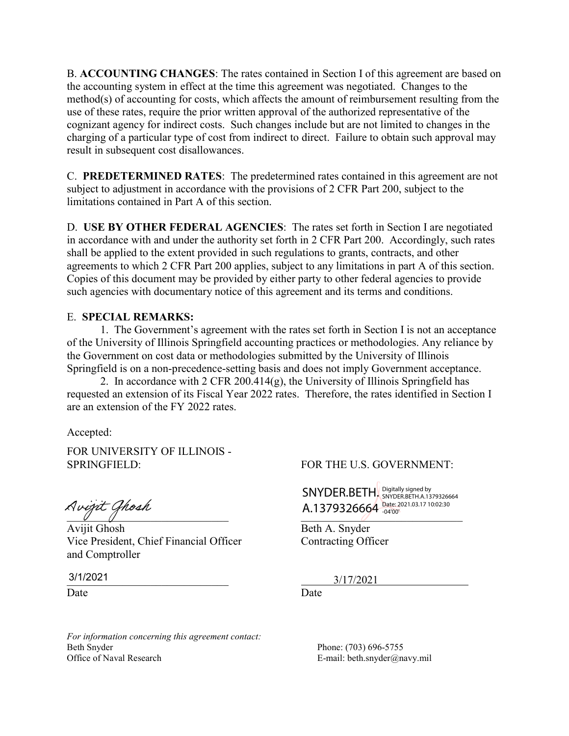B. **ACCOUNTING CHANGES**: The rates contained in Section I of this agreement are based on the accounting system in effect at the time this agreement was negotiated. Changes to the method(s) of accounting for costs, which affects the amount of reimbursement resulting from the use of these rates, require the prior written approval of the authorized representative of the cognizant agency for indirect costs. Such changes include but are not limited to changes in the charging of a particular type of cost from indirect to direct. Failure to obtain such approval may result in subsequent cost disallowances.

C. **PREDETERMINED RATES**: The predetermined rates contained in this agreement are not subject to adjustment in accordance with the provisions of 2 CFR Part 200, subject to the limitations contained in Part A of this section.

D. **USE BY OTHER FEDERAL AGENCIES**: The rates set forth in Section I are negotiated in accordance with and under the authority set forth in 2 CFR Part 200. Accordingly, such rates shall be applied to the extent provided in such regulations to grants, contracts, and other agreements to which 2 CFR Part 200 applies, subject to any limitations in part A of this section. Copies of this document may be provided by either party to other federal agencies to provide such agencies with documentary notice of this agreement and its terms and conditions.

E. **SPECIAL REMARKS:**

1. The Government's agreement with the rates set forth in Section I is not an acceptance of the University of Illinois Springfield accounting practices or methodologies. Any reliance by the Government on cost data or methodologies submitted by the University of Illinois Springfield is on a non-precedence-setting basis and does not imply Government acceptance.

2. In accordance with 2 CFR 200.414(g), the University of Illinois Springfield has requested an extension of its Fiscal Year 2022 rates. Therefore, the rates identified in Section I are an extension of the FY 2022 rates.

Accepted:

FOR UNIVERSITY OF ILLINOIS - SPRINGFIELD:

Avijit Ghosh

Avijit Ghosh
Vice President, Chief Financial Officer and Comptroller

3/1/2021
Date

FOR THE U.S. GOVERNMENT:

SNYDER.BETH.A.1379326664 Digitally signed by SNYDER.BETH.A.1379326664 Date: 2021.03.17 10:02:30 -04'00'

Beth A. Snyder
Contracting Officer

3/17/2021
Date

*For information concerning this agreement contact:*
Beth Snyder
Office of Naval Research

Phone: (703) 696-5755
E-mail: beth.snyder@navy.mil